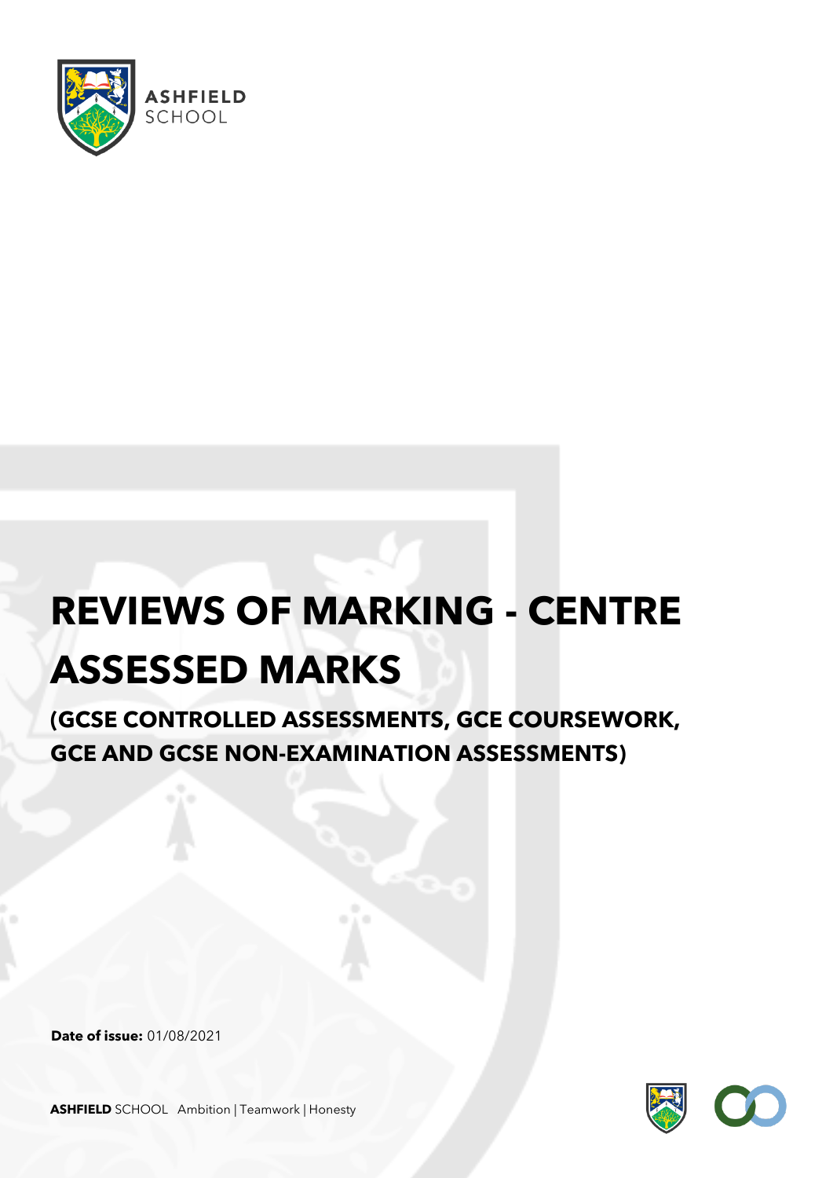ASHFIELD SCHOOL

# REVIEWS OF MARKING - CENTRE ASSESSED MARKS

## (GCSE CONTROLLED ASSESSMENTS, GCE COURSEWORK, GCE AND GCSE NON-EXAMINATION ASSESSMENTS)

**Date of issue:** 01/08/2021

**ASHFIELD** SCHOOL Ambition | Teamwork | Honesty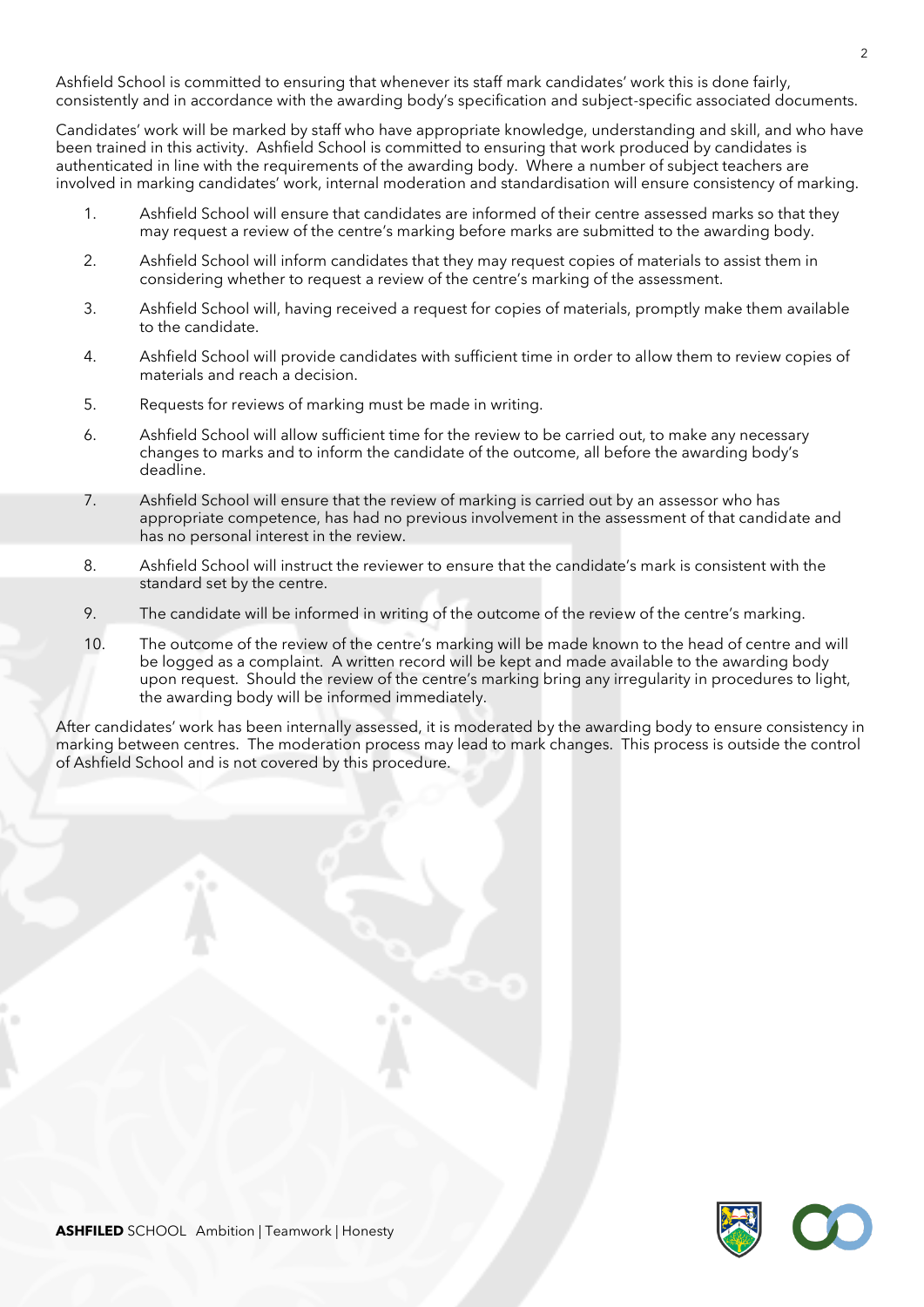Ashfield School is committed to ensuring that whenever its staff mark candidates' work this is done fairly, consistently and in accordance with the awarding body's specification and subject-specific associated documents.

Candidates' work will be marked by staff who have appropriate knowledge, understanding and skill, and who have been trained in this activity. Ashfield School is committed to ensuring that work produced by candidates is authenticated in line with the requirements of the awarding body. Where a number of subject teachers are involved in marking candidates' work, internal moderation and standardisation will ensure consistency of marking.

1. Ashfield School will ensure that candidates are informed of their centre assessed marks so that they may request a review of the centre's marking before marks are submitted to the awarding body.
2. Ashfield School will inform candidates that they may request copies of materials to assist them in considering whether to request a review of the centre's marking of the assessment.
3. Ashfield School will, having received a request for copies of materials, promptly make them available to the candidate.
4. Ashfield School will provide candidates with sufficient time in order to allow them to review copies of materials and reach a decision.
5. Requests for reviews of marking must be made in writing.
6. Ashfield School will allow sufficient time for the review to be carried out, to make any necessary changes to marks and to inform the candidate of the outcome, all before the awarding body's deadline.
7. Ashfield School will ensure that the review of marking is carried out by an assessor who has appropriate competence, has had no previous involvement in the assessment of that candidate and has no personal interest in the review.
8. Ashfield School will instruct the reviewer to ensure that the candidate's mark is consistent with the standard set by the centre.
9. The candidate will be informed in writing of the outcome of the review of the centre's marking.
10. The outcome of the review of the centre's marking will be made known to the head of centre and will be logged as a complaint. A written record will be kept and made available to the awarding body upon request. Should the review of the centre's marking bring any irregularity in procedures to light, the awarding body will be informed immediately.

After candidates' work has been internally assessed, it is moderated by the awarding body to ensure consistency in marking between centres. The moderation process may lead to mark changes. This process is outside the control of Ashfield School and is not covered by this procedure.